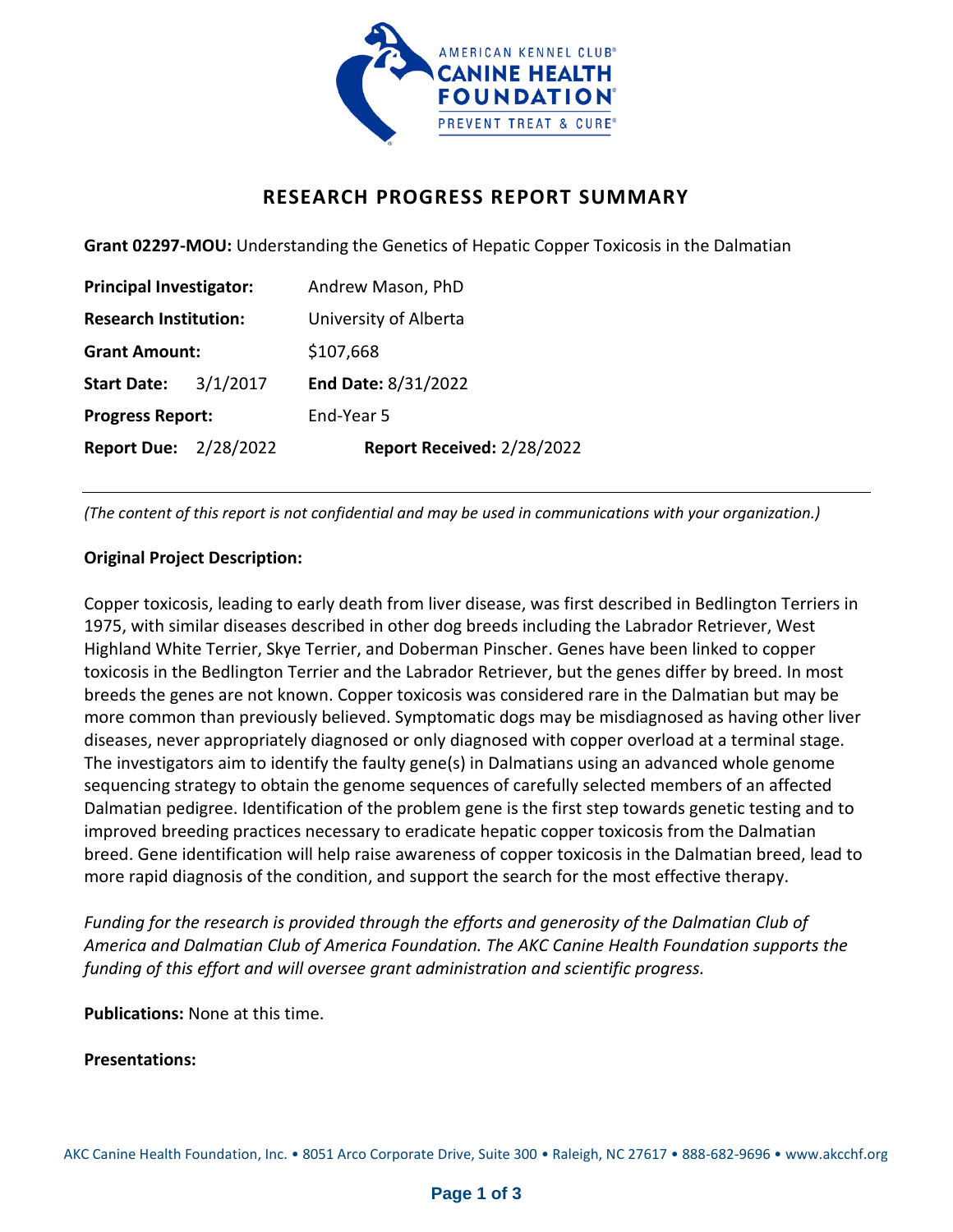# RESEARCH PROGRESS REPORT SUMMARY

**Grant 02297-MOU:** Understanding the Genetics of Hepatic Copper Toxicosis in the Dalmatian

**Principal Investigator:** Andrew Mason, PhD
**Research Institution:** University of Alberta
**Grant Amount:** $107,668
**Start Date:** 3/1/2017 **End Date:** 8/31/2022
**Progress Report:** End-Year 5
**Report Due:** 2/28/2022 **Report Received:** 2/28/2022

---

*(The content of this report is not confidential and may be used in communications with your organization.)*

**Original Project Description:**

Copper toxicosis, leading to early death from liver disease, was first described in Bedlington Terriers in 1975, with similar diseases described in other dog breeds including the Labrador Retriever, West Highland White Terrier, Skye Terrier, and Doberman Pinscher. Genes have been linked to copper toxicosis in the Bedlington Terrier and the Labrador Retriever, but the genes differ by breed. In most breeds the genes are not known. Copper toxicosis was considered rare in the Dalmatian but may be more common than previously believed. Symptomatic dogs may be misdiagnosed as having other liver diseases, never appropriately diagnosed or only diagnosed with copper overload at a terminal stage. The investigators aim to identify the faulty gene(s) in Dalmatians using an advanced whole genome sequencing strategy to obtain the genome sequences of carefully selected members of an affected Dalmatian pedigree. Identification of the problem gene is the first step towards genetic testing and to improved breeding practices necessary to eradicate hepatic copper toxicosis from the Dalmatian breed. Gene identification will help raise awareness of copper toxicosis in the Dalmatian breed, lead to more rapid diagnosis of the condition, and support the search for the most effective therapy.

*Funding for the research is provided through the efforts and generosity of the Dalmatian Club of America and Dalmatian Club of America Foundation. The AKC Canine Health Foundation supports the funding of this effort and will oversee grant administration and scientific progress.*

**Publications:** None at this time.

**Presentations:**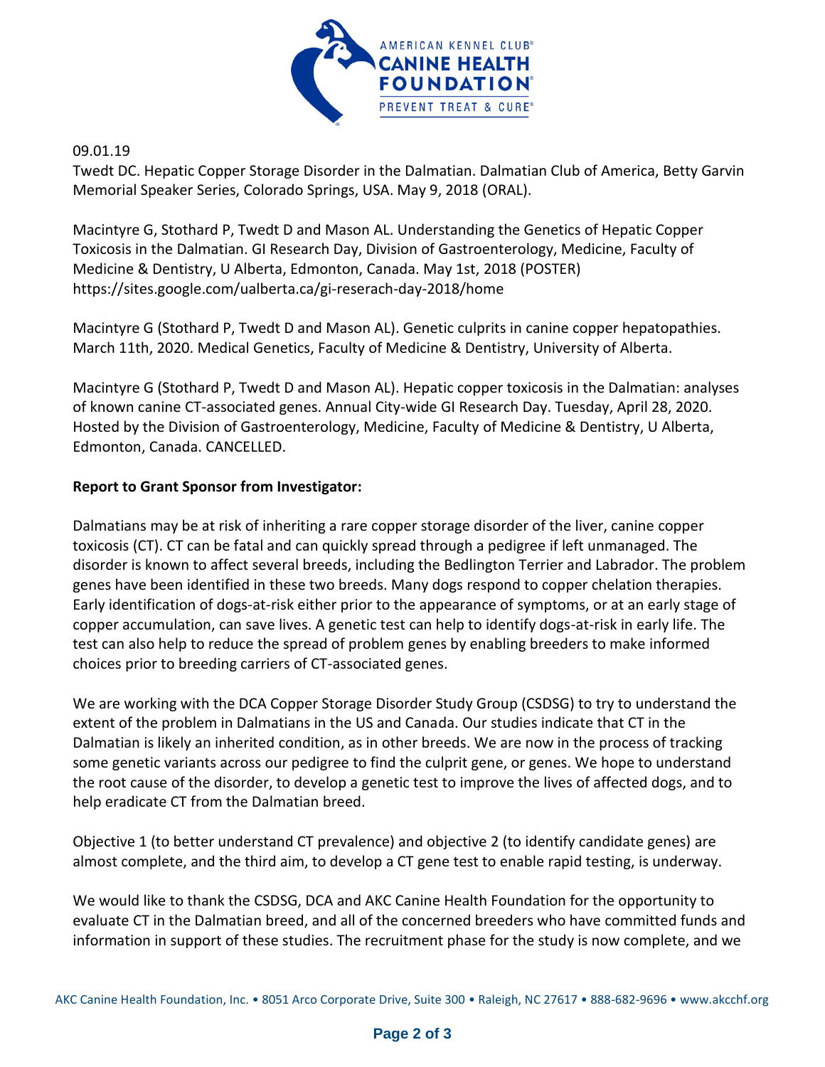09.01.19

Twedt DC. Hepatic Copper Storage Disorder in the Dalmatian. Dalmatian Club of America, Betty Garvin Memorial Speaker Series, Colorado Springs, USA. May 9, 2018 (ORAL).

Macintyre G, Stothard P, Twedt D and Mason AL. Understanding the Genetics of Hepatic Copper Toxicosis in the Dalmatian. GI Research Day, Division of Gastroenterology, Medicine, Faculty of Medicine & Dentistry, U Alberta, Edmonton, Canada. May 1st, 2018 (POSTER) https://sites.google.com/ualberta.ca/gi-reserach-day-2018/home

Macintyre G (Stothard P, Twedt D and Mason AL). Genetic culprits in canine copper hepatopathies. March 11th, 2020. Medical Genetics, Faculty of Medicine & Dentistry, University of Alberta.

Macintyre G (Stothard P, Twedt D and Mason AL). Hepatic copper toxicosis in the Dalmatian: analyses of known canine CT-associated genes. Annual City-wide GI Research Day. Tuesday, April 28, 2020. Hosted by the Division of Gastroenterology, Medicine, Faculty of Medicine & Dentistry, U Alberta, Edmonton, Canada. CANCELLED.

**Report to Grant Sponsor from Investigator:**

Dalmatians may be at risk of inheriting a rare copper storage disorder of the liver, canine copper toxicosis (CT). CT can be fatal and can quickly spread through a pedigree if left unmanaged. The disorder is known to affect several breeds, including the Bedlington Terrier and Labrador. The problem genes have been identified in these two breeds. Many dogs respond to copper chelation therapies. Early identification of dogs-at-risk either prior to the appearance of symptoms, or at an early stage of copper accumulation, can save lives. A genetic test can help to identify dogs-at-risk in early life. The test can also help to reduce the spread of problem genes by enabling breeders to make informed choices prior to breeding carriers of CT-associated genes.

We are working with the DCA Copper Storage Disorder Study Group (CSDSG) to try to understand the extent of the problem in Dalmatians in the US and Canada. Our studies indicate that CT in the Dalmatian is likely an inherited condition, as in other breeds. We are now in the process of tracking some genetic variants across our pedigree to find the culprit gene, or genes. We hope to understand the root cause of the disorder, to develop a genetic test to improve the lives of affected dogs, and to help eradicate CT from the Dalmatian breed.

Objective 1 (to better understand CT prevalence) and objective 2 (to identify candidate genes) are almost complete, and the third aim, to develop a CT gene test to enable rapid testing, is underway.

We would like to thank the CSDSG, DCA and AKC Canine Health Foundation for the opportunity to evaluate CT in the Dalmatian breed, and all of the concerned breeders who have committed funds and information in support of these studies. The recruitment phase for the study is now complete, and we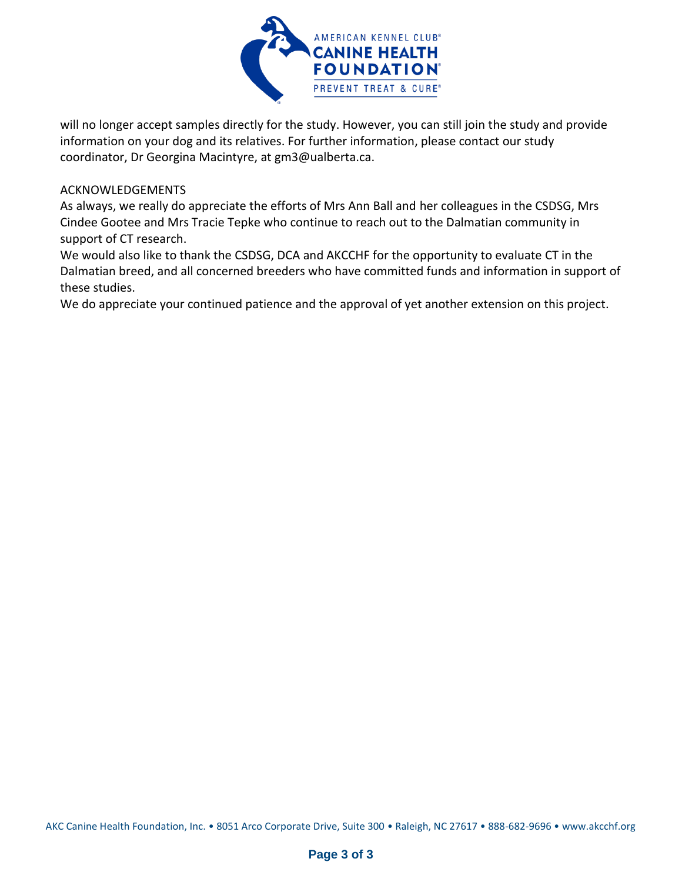will no longer accept samples directly for the study. However, you can still join the study and provide information on your dog and its relatives. For further information, please contact our study coordinator, Dr Georgina Macintyre, at gm3@ualberta.ca.

ACKNOWLEDGEMENTS

As always, we really do appreciate the efforts of Mrs Ann Ball and her colleagues in the CSDSG, Mrs Cindee Gootee and Mrs Tracie Tepke who continue to reach out to the Dalmatian community in support of CT research.

We would also like to thank the CSDSG, DCA and AKCCHF for the opportunity to evaluate CT in the Dalmatian breed, and all concerned breeders who have committed funds and information in support of these studies.

We do appreciate your continued patience and the approval of yet another extension on this project.